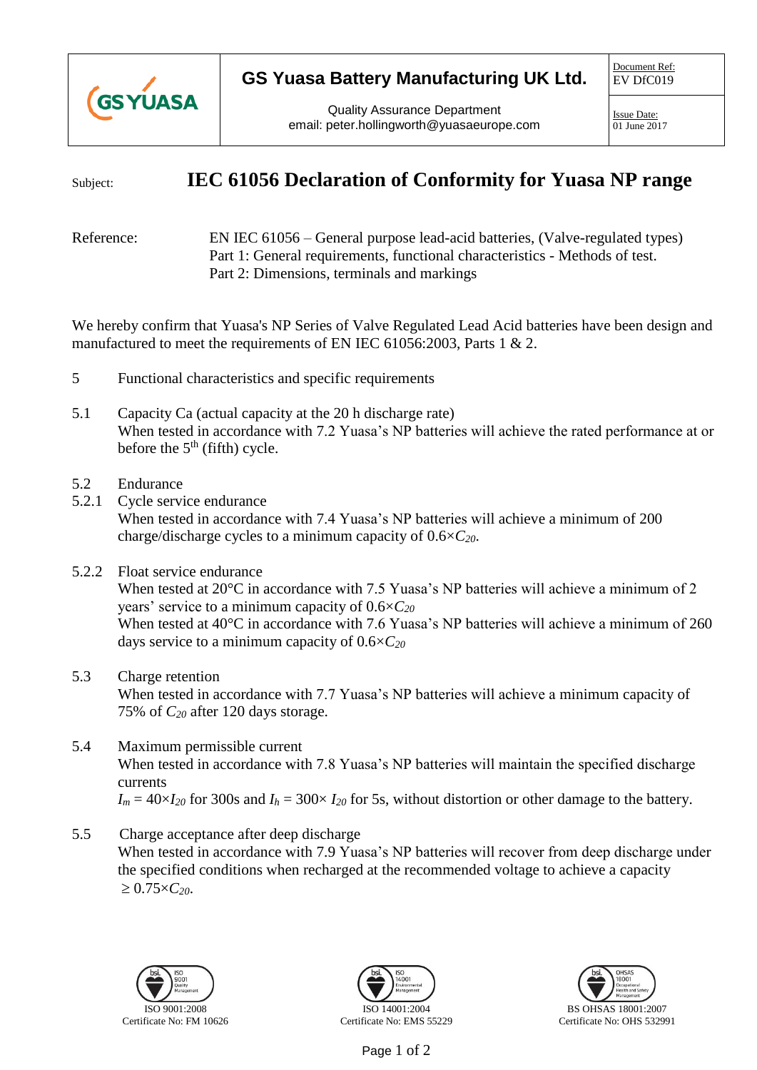| GS YUASA | **GS Yuasa Battery Manufacturing UK Ltd.**<br>Quality Assurance Department<br>email: peter.hollingworth@yuasaeurope.com | Document Ref:<br>EV DfC019<br><br>Issue Date:<br>01 June 2017 |
|---|---|---|

Subject: **IEC 61056 Declaration of Conformity for Yuasa NP range**

Reference: EN IEC 61056 – General purpose lead-acid batteries, (Valve-regulated types)
Part 1: General requirements, functional characteristics - Methods of test.
Part 2: Dimensions, terminals and markings

We hereby confirm that Yuasa's NP Series of Valve Regulated Lead Acid batteries have been design and manufactured to meet the requirements of EN IEC 61056:2003, Parts 1 & 2.

5 Functional characteristics and specific requirements

5.1 Capacity Ca (actual capacity at the 20 h discharge rate)
When tested in accordance with 7.2 Yuasa's NP batteries will achieve the rated performance at or before the $5^{th}$ (fifth) cycle.

5.2 Endurance

5.2.1 Cycle service endurance
When tested in accordance with 7.4 Yuasa's NP batteries will achieve a minimum of 200 charge/discharge cycles to a minimum capacity of $0.6 \times C_{20}$.

5.2.2 Float service endurance
When tested at 20°C in accordance with 7.5 Yuasa's NP batteries will achieve a minimum of 2 years' service to a minimum capacity of $0.6 \times C_{20}$
When tested at 40°C in accordance with 7.6 Yuasa's NP batteries will achieve a minimum of 260 days service to a minimum capacity of $0.6 \times C_{20}$

5.3 Charge retention
When tested in accordance with 7.7 Yuasa's NP batteries will achieve a minimum capacity of 75% of $C_{20}$ after 120 days storage.

5.4 Maximum permissible current
When tested in accordance with 7.8 Yuasa's NP batteries will maintain the specified discharge currents
$I_m = 40 \times I_{20}$ for 300s and $I_h = 300 \times I_{20}$ for 5s, without distortion or other damage to the battery.

5.5 Charge acceptance after deep discharge
When tested in accordance with 7.9 Yuasa's NP batteries will recover from deep discharge under the specified conditions when recharged at the recommended voltage to achieve a capacity $\geq 0.75 \times C_{20}$.

ISO 9001:2008
Certificate No: FM 10626

ISO 14001:2004
Certificate No: EMS 55229

BS OHSAS 18001:2007
Certificate No: OHS 532991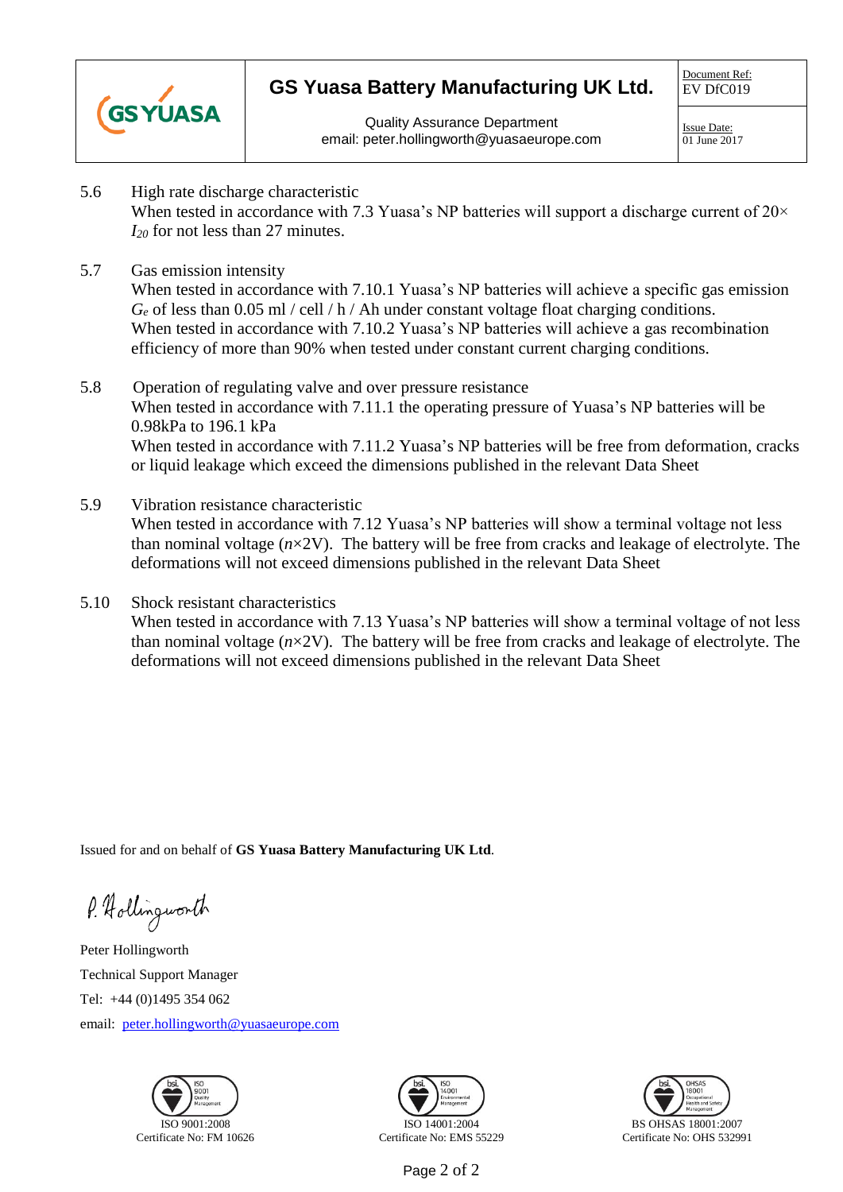5.6 High rate discharge characteristic

When tested in accordance with 7.3 Yuasa's NP batteries will support a discharge current of 20× $I_{20}$ for not less than 27 minutes.

5.7 Gas emission intensity

When tested in accordance with 7.10.1 Yuasa's NP batteries will achieve a specific gas emission $G_e$ of less than 0.05 ml / cell / h / Ah under constant voltage float charging conditions.

When tested in accordance with 7.10.2 Yuasa's NP batteries will achieve a gas recombination efficiency of more than 90% when tested under constant current charging conditions.

5.8 Operation of regulating valve and over pressure resistance

When tested in accordance with 7.11.1 the operating pressure of Yuasa's NP batteries will be 0.98kPa to 196.1 kPa

When tested in accordance with 7.11.2 Yuasa's NP batteries will be free from deformation, cracks or liquid leakage which exceed the dimensions published in the relevant Data Sheet

5.9 Vibration resistance characteristic

When tested in accordance with 7.12 Yuasa's NP batteries will show a terminal voltage not less than nominal voltage ($n$×2V). The battery will be free from cracks and leakage of electrolyte. The deformations will not exceed dimensions published in the relevant Data Sheet

5.10 Shock resistant characteristics

When tested in accordance with 7.13 Yuasa's NP batteries will show a terminal voltage of not less than nominal voltage ($n$×2V). The battery will be free from cracks and leakage of electrolyte. The deformations will not exceed dimensions published in the relevant Data Sheet

Issued for and on behalf of **GS Yuasa Battery Manufacturing UK Ltd**.

P. Hollingworth

Peter Hollingworth

Technical Support Manager

Tel: +44 (0)1495 354 062

email: peter.hollingworth@yuasaeurope.com

ISO 9001:2008
Certificate No: FM 10626

ISO 14001:2004
Certificate No: EMS 55229

BS OHSAS 18001:2007
Certificate No: OHS 532991